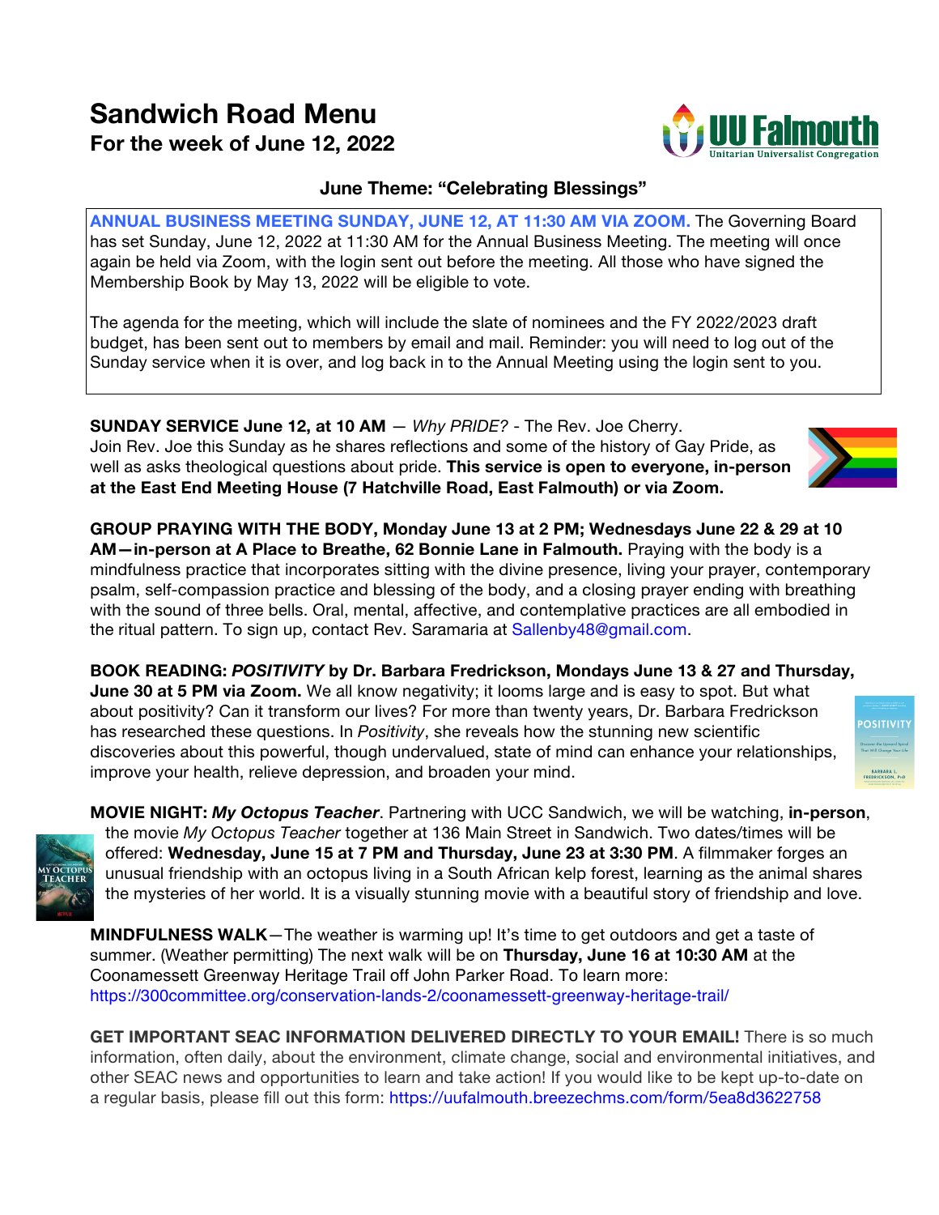# Sandwich Road Menu

## For the week of June 12, 2022

### June Theme: "Celebrating Blessings"

**ANNUAL BUSINESS MEETING SUNDAY, JUNE 12, AT 11:30 AM VIA ZOOM.** The Governing Board has set Sunday, June 12, 2022 at 11:30 AM for the Annual Business Meeting. The meeting will once again be held via Zoom, with the login sent out before the meeting. All those who have signed the Membership Book by May 13, 2022 will be eligible to vote.

The agenda for the meeting, which will include the slate of nominees and the FY 2022/2023 draft budget, has been sent out to members by email and mail. Reminder: you will need to log out of the Sunday service when it is over, and log back in to the Annual Meeting using the login sent to you.

**SUNDAY SERVICE June 12, at 10 AM** — *Why PRIDE?* - The Rev. Joe Cherry. Join Rev. Joe this Sunday as he shares reflections and some of the history of Gay Pride, as well as asks theological questions about pride. **This service is open to everyone, in-person at the East End Meeting House (7 Hatchville Road, East Falmouth) or via Zoom.**

**GROUP PRAYING WITH THE BODY, Monday June 13 at 2 PM; Wednesdays June 22 & 29 at 10 AM—in-person at A Place to Breathe, 62 Bonnie Lane in Falmouth.** Praying with the body is a mindfulness practice that incorporates sitting with the divine presence, living your prayer, contemporary psalm, self-compassion practice and blessing of the body, and a closing prayer ending with breathing with the sound of three bells. Oral, mental, affective, and contemplative practices are all embodied in the ritual pattern. To sign up, contact Rev. Saramaria at Sallenby48@gmail.com.

**BOOK READING: *POSITIVITY* by Dr. Barbara Fredrickson, Mondays June 13 & 27 and Thursday, June 30 at 5 PM via Zoom.** We all know negativity; it looms large and is easy to spot. But what about positivity? Can it transform our lives? For more than twenty years, Dr. Barbara Fredrickson has researched these questions. In *Positivity*, she reveals how the stunning new scientific discoveries about this powerful, though undervalued, state of mind can enhance your relationships, improve your health, relieve depression, and broaden your mind.

**MOVIE NIGHT: *My Octopus Teacher***. Partnering with UCC Sandwich, we will be watching, **in-person**, the movie *My Octopus Teacher* together at 136 Main Street in Sandwich. Two dates/times will be offered: **Wednesday, June 15 at 7 PM and Thursday, June 23 at 3:30 PM**. A filmmaker forges an unusual friendship with an octopus living in a South African kelp forest, learning as the animal shares the mysteries of her world. It is a visually stunning movie with a beautiful story of friendship and love.

**MINDFULNESS WALK**—The weather is warming up! It's time to get outdoors and get a taste of summer. (Weather permitting) The next walk will be on **Thursday, June 16 at 10:30 AM** at the Coonamessett Greenway Heritage Trail off John Parker Road. To learn more: https://300committee.org/conservation-lands-2/coonamessett-greenway-heritage-trail/

**GET IMPORTANT SEAC INFORMATION DELIVERED DIRECTLY TO YOUR EMAIL!** There is so much information, often daily, about the environment, climate change, social and environmental initiatives, and other SEAC news and opportunities to learn and take action! If you would like to be kept up-to-date on a regular basis, please fill out this form: https://uufalmouth.breezechms.com/form/5ea8d3622758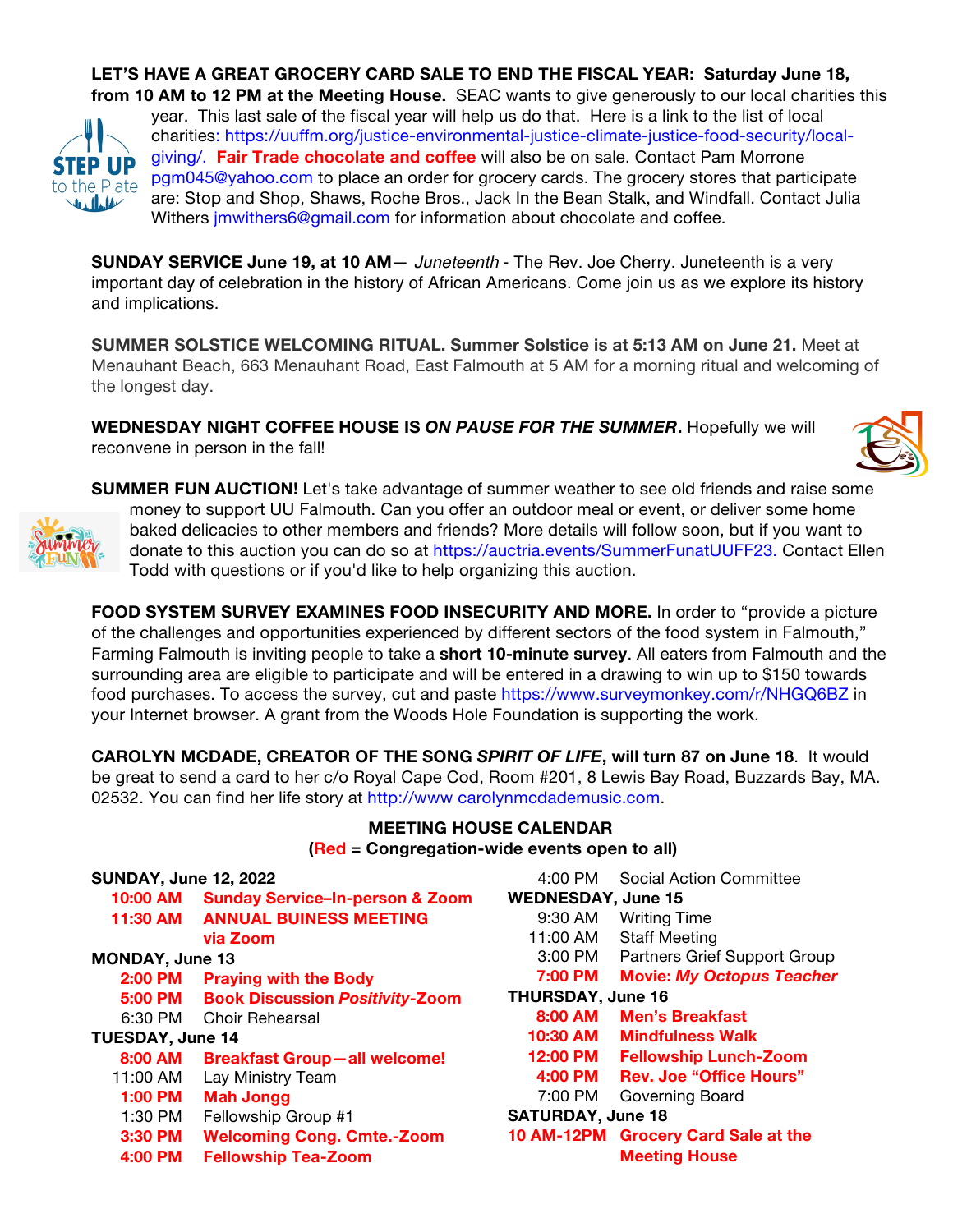**LET'S HAVE A GREAT GROCERY CARD SALE TO END THE FISCAL YEAR: Saturday June 18, from 10 AM to 12 PM at the Meeting House.** SEAC wants to give generously to our local charities this year. This last sale of the fiscal year will help us do that. Here is a link to the list of local charities: https://uuffm.org/justice-environmental-justice-climate-justice-food-security/local-giving/. **Fair Trade chocolate and coffee** will also be on sale. Contact Pam Morrone pgm045@yahoo.com to place an order for grocery cards. The grocery stores that participate are: Stop and Shop, Shaws, Roche Bros., Jack In the Bean Stalk, and Windfall. Contact Julia Withers jmwithers6@gmail.com for information about chocolate and coffee.

**SUNDAY SERVICE June 19, at 10 AM**— *Juneteenth* - The Rev. Joe Cherry. Juneteenth is a very important day of celebration in the history of African Americans. Come join us as we explore its history and implications.

**SUMMER SOLSTICE WELCOMING RITUAL. Summer Solstice is at 5:13 AM on June 21.** Meet at Menauhant Beach, 663 Menauhant Road, East Falmouth at 5 AM for a morning ritual and welcoming of the longest day.

**WEDNESDAY NIGHT COFFEE HOUSE IS *ON PAUSE FOR THE SUMMER*.** Hopefully we will reconvene in person in the fall!

**SUMMER FUN AUCTION!** Let's take advantage of summer weather to see old friends and raise some money to support UU Falmouth. Can you offer an outdoor meal or event, or deliver some home baked delicacies to other members and friends? More details will follow soon, but if you want to donate to this auction you can do so at https://auctria.events/SummerFunatUUFF23. Contact Ellen Todd with questions or if you'd like to help organizing this auction.

**FOOD SYSTEM SURVEY EXAMINES FOOD INSECURITY AND MORE.** In order to "provide a picture of the challenges and opportunities experienced by different sectors of the food system in Falmouth," Farming Falmouth is inviting people to take a **short 10-minute survey**. All eaters from Falmouth and the surrounding area are eligible to participate and will be entered in a drawing to win up to $150 towards food purchases. To access the survey, cut and paste https://www.surveymonkey.com/r/NHGQ6BZ in your Internet browser. A grant from the Woods Hole Foundation is supporting the work.

**CAROLYN MCDADE, CREATOR OF THE SONG *SPIRIT OF LIFE*, will turn 87 on June 18.** It would be great to send a card to her c/o Royal Cape Cod, Room #201, 8 Lewis Bay Road, Buzzards Bay, MA. 02532. You can find her life story at http://www carolynmcdademusic.com.

## MEETING HOUSE CALENDAR

**(Red = Congregation-wide events open to all)**

**SUNDAY, June 12, 2022**
- **10:00 AM** **Sunday Service–In-person & Zoom**
- **11:30 AM** **ANNUAL BUINESS MEETING via Zoom**

**MONDAY, June 13**
- **2:00 PM** **Praying with the Body**
- **5:00 PM** **Book Discussion *Positivity*-Zoom**
- 6:30 PM Choir Rehearsal

**TUESDAY, June 14**
- **8:00 AM** **Breakfast Group—all welcome!**
- 11:00 AM Lay Ministry Team
- **1:00 PM** **Mah Jongg**
- 1:30 PM Fellowship Group #1
- **3:30 PM** **Welcoming Cong. Cmte.-Zoom**
- **4:00 PM** **Fellowship Tea-Zoom**
- 4:00 PM Social Action Committee

**WEDNESDAY, June 15**
- 9:30 AM Writing Time
- 11:00 AM Staff Meeting
- 3:00 PM Partners Grief Support Group
- **7:00 PM** **Movie: *My Octopus Teacher***

**THURSDAY, June 16**
- **8:00 AM** **Men's Breakfast**
- **10:30 AM** **Mindfulness Walk**
- **12:00 PM** **Fellowship Lunch-Zoom**
- **4:00 PM** **Rev. Joe "Office Hours"**
- 7:00 PM Governing Board

**SATURDAY, June 18**
- **10 AM-12PM** **Grocery Card Sale at the Meeting House**